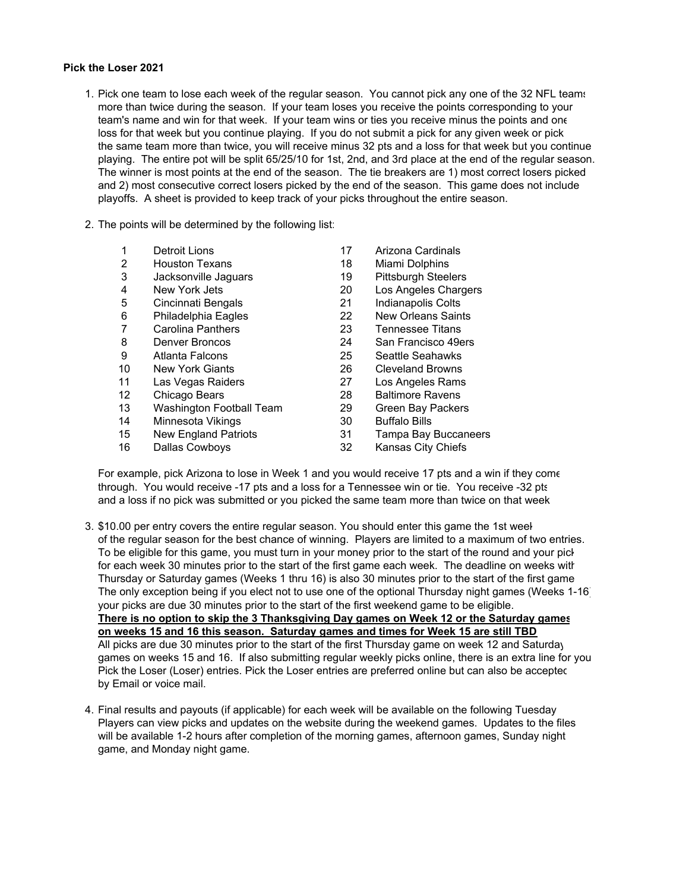**Pick the Loser 2021**

1. Pick one team to lose each week of the regular season. You cannot pick any one of the 32 NFL teams more than twice during the season. If your team loses you receive the points corresponding to your team's name and win for that week. If your team wins or ties you receive minus the points and one loss for that week but you continue playing. If you do not submit a pick for any given week or pick the same team more than twice, you will receive minus 32 pts and a loss for that week but you continue playing. The entire pot will be split 65/25/10 for 1st, 2nd, and 3rd place at the end of the regular season. The winner is most points at the end of the season. The tie breakers are 1) most correct losers picked and 2) most consecutive correct losers picked by the end of the season. This game does not include playoffs. A sheet is provided to keep track of your picks throughout the entire season.

2. The points will be determined by the following list:

| | | | |
|---|---|---|---|
| 1 | Detroit Lions | 17 | Arizona Cardinals |
| 2 | Houston Texans | 18 | Miami Dolphins |
| 3 | Jacksonville Jaguars | 19 | Pittsburgh Steelers |
| 4 | New York Jets | 20 | Los Angeles Chargers |
| 5 | Cincinnati Bengals | 21 | Indianapolis Colts |
| 6 | Philadelphia Eagles | 22 | New Orleans Saints |
| 7 | Carolina Panthers | 23 | Tennessee Titans |
| 8 | Denver Broncos | 24 | San Francisco 49ers |
| 9 | Atlanta Falcons | 25 | Seattle Seahawks |
| 10 | New York Giants | 26 | Cleveland Browns |
| 11 | Las Vegas Raiders | 27 | Los Angeles Rams |
| 12 | Chicago Bears | 28 | Baltimore Ravens |
| 13 | Washington Football Team | 29 | Green Bay Packers |
| 14 | Minnesota Vikings | 30 | Buffalo Bills |
| 15 | New England Patriots | 31 | Tampa Bay Buccaneers |
| 16 | Dallas Cowboys | 32 | Kansas City Chiefs |

   For example, pick Arizona to lose in Week 1 and you would receive 17 pts and a win if they come through. You would receive -17 pts and a loss for a Tennessee win or tie. You receive -32 pts and a loss if no pick was submitted or you picked the same team more than twice on that week

3. $10.00 per entry covers the entire regular season. You should enter this game the 1st week of the regular season for the best chance of winning. Players are limited to a maximum of two entries. To be eligible for this game, you must turn in your money prior to the start of the round and your pick for each week 30 minutes prior to the start of the first game each week. The deadline on weeks with Thursday or Saturday games (Weeks 1 thru 16) is also 30 minutes prior to the start of the first game. The only exception being if you elect not to use one of the optional Thursday night games (Weeks 1-16) your picks are due 30 minutes prior to the start of the first weekend game to be eligible.
   **<u>There is no option to skip the 3 Thanksgiving Day games on Week 12 or the Saturday games on weeks 15 and 16 this season. Saturday games and times for Week 15 are still TBD</u>**
   All picks are due 30 minutes prior to the start of the first Thursday game on week 12 and Saturday games on weeks 15 and 16. If also submitting regular weekly picks online, there is an extra line for you Pick the Loser (Loser) entries. Pick the Loser entries are preferred online but can also be accepted by Email or voice mail.

4. Final results and payouts (if applicable) for each week will be available on the following Tuesday Players can view picks and updates on the website during the weekend games. Updates to the files will be available 1-2 hours after completion of the morning games, afternoon games, Sunday night game, and Monday night game.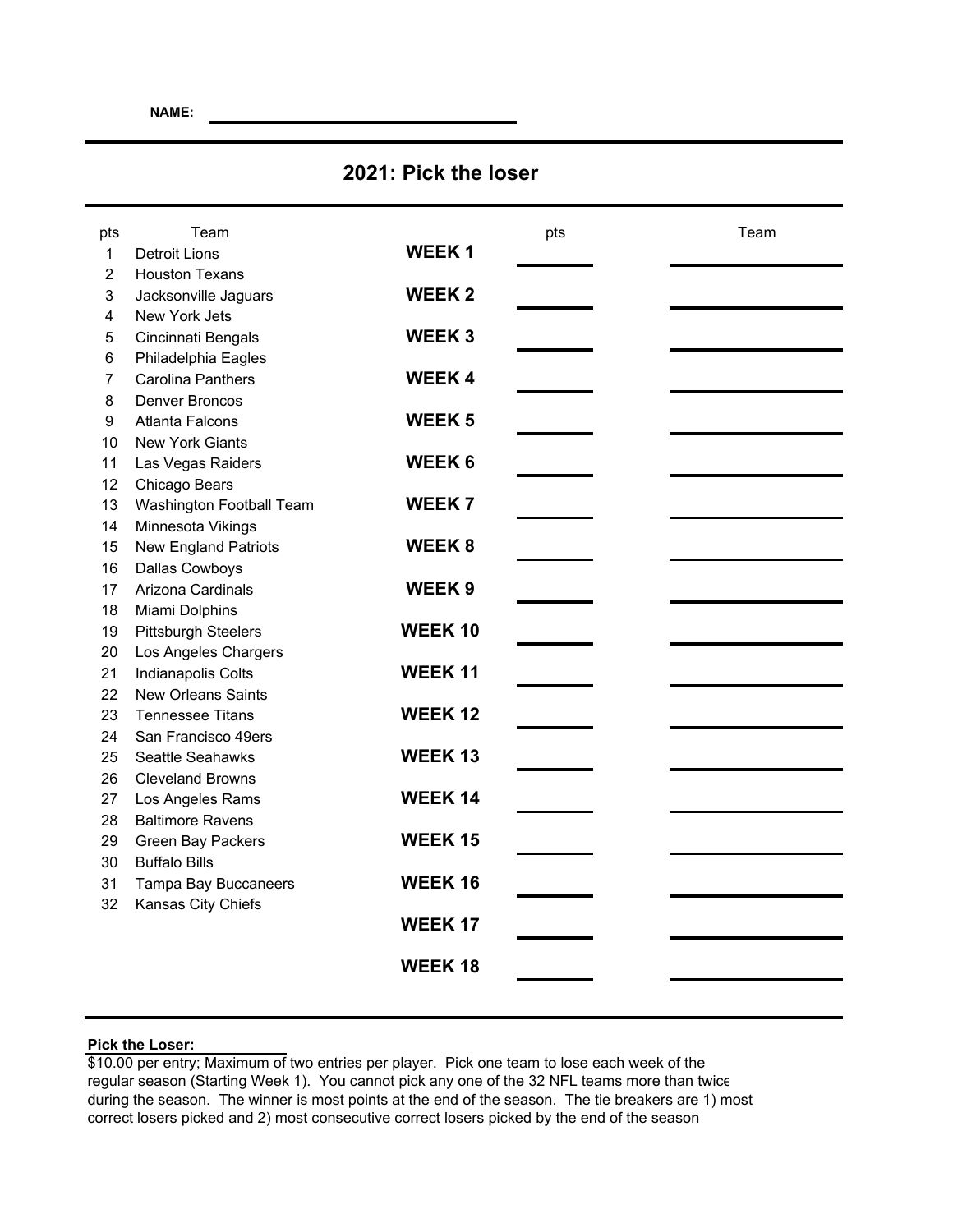**NAME:** ____________________

## 2021: Pick the loser

| pts | Team |
|---|---|
| 1 | Detroit Lions |
| 2 | Houston Texans |
| 3 | Jacksonville Jaguars |
| 4 | New York Jets |
| 5 | Cincinnati Bengals |
| 6 | Philadelphia Eagles |
| 7 | Carolina Panthers |
| 8 | Denver Broncos |
| 9 | Atlanta Falcons |
| 10 | New York Giants |
| 11 | Las Vegas Raiders |
| 12 | Chicago Bears |
| 13 | Washington Football Team |
| 14 | Minnesota Vikings |
| 15 | New England Patriots |
| 16 | Dallas Cowboys |
| 17 | Arizona Cardinals |
| 18 | Miami Dolphins |
| 19 | Pittsburgh Steelers |
| 20 | Los Angeles Chargers |
| 21 | Indianapolis Colts |
| 22 | New Orleans Saints |
| 23 | Tennessee Titans |
| 24 | San Francisco 49ers |
| 25 | Seattle Seahawks |
| 26 | Cleveland Browns |
| 27 | Los Angeles Rams |
| 28 | Baltimore Ravens |
| 29 | Green Bay Packers |
| 30 | Buffalo Bills |
| 31 | Tampa Bay Buccaneers |
| 32 | Kansas City Chiefs |

| | pts | Team |
|---|---|---|
| **WEEK 1** | | |
| **WEEK 2** | | |
| **WEEK 3** | | |
| **WEEK 4** | | |
| **WEEK 5** | | |
| **WEEK 6** | | |
| **WEEK 7** | | |
| **WEEK 8** | | |
| **WEEK 9** | | |
| **WEEK 10** | | |
| **WEEK 11** | | |
| **WEEK 12** | | |
| **WEEK 13** | | |
| **WEEK 14** | | |
| **WEEK 15** | | |
| **WEEK 16** | | |
| **WEEK 17** | | |
| **WEEK 18** | | |

**Pick the Loser:**

$10.00 per entry; Maximum of two entries per player. Pick one team to lose each week of the regular season (Starting Week 1). You cannot pick any one of the 32 NFL teams more than twice during the season. The winner is most points at the end of the season. The tie breakers are 1) most correct losers picked and 2) most consecutive correct losers picked by the end of the season